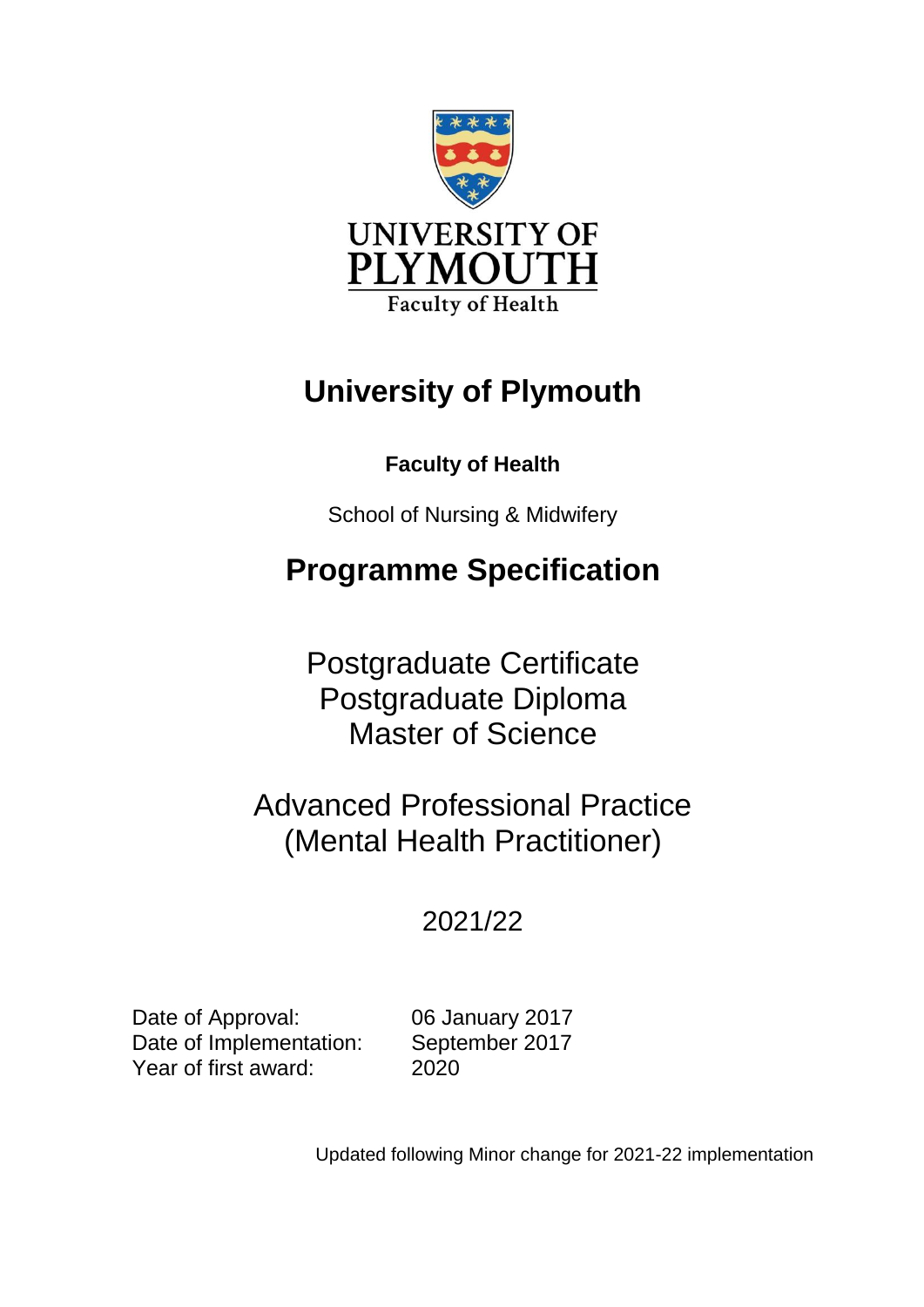UNIVERSITY OF PLYMOUTH

Faculty of Health

# University of Plymouth

**Faculty of Health**

School of Nursing & Midwifery

# Programme Specification

Postgraduate Certificate
Postgraduate Diploma
Master of Science

Advanced Professional Practice
(Mental Health Practitioner)

2021/22

| | |
|---|---|
| Date of Approval: | 06 January 2017 |
| Date of Implementation: | September 2017 |
| Year of first award: | 2020 |

Updated following Minor change for 2021-22 implementation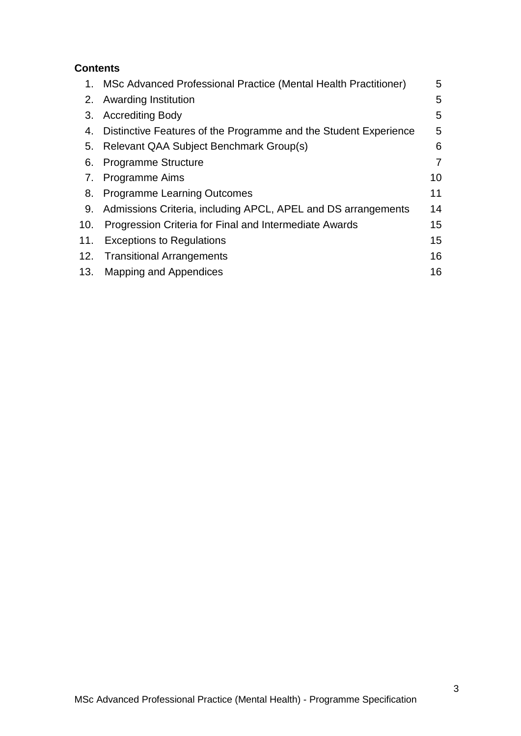**Contents**

| | | |
|---|---|---|
| 1. | MSc Advanced Professional Practice (Mental Health Practitioner) | 5 |
| 2. | Awarding Institution | 5 |
| 3. | Accrediting Body | 5 |
| 4. | Distinctive Features of the Programme and the Student Experience | 5 |
| 5. | Relevant QAA Subject Benchmark Group(s) | 6 |
| 6. | Programme Structure | 7 |
| 7. | Programme Aims | 10 |
| 8. | Programme Learning Outcomes | 11 |
| 9. | Admissions Criteria, including APCL, APEL and DS arrangements | 14 |
| 10. | Progression Criteria for Final and Intermediate Awards | 15 |
| 11. | Exceptions to Regulations | 15 |
| 12. | Transitional Arrangements | 16 |
| 13. | Mapping and Appendices | 16 |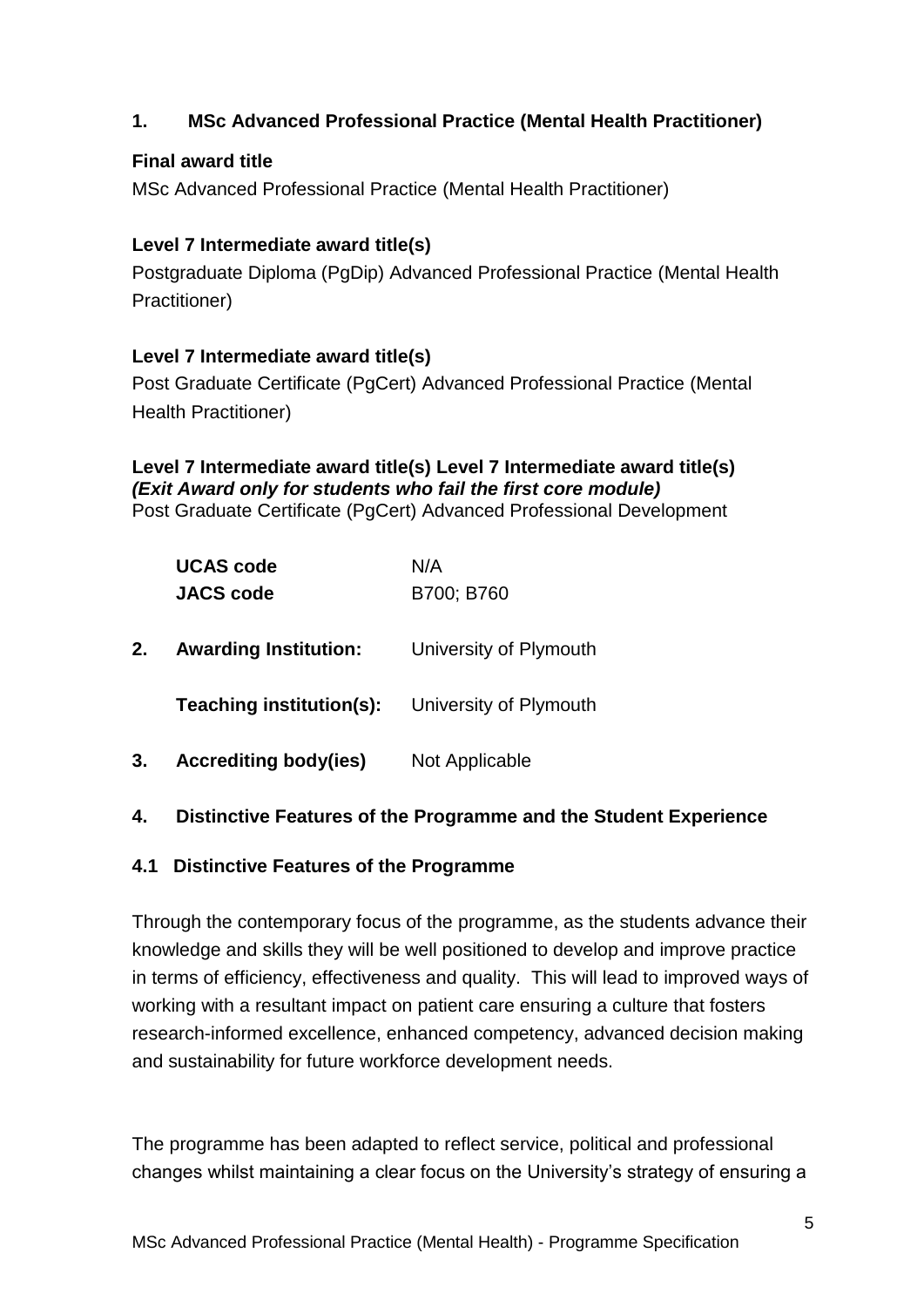## 1. MSc Advanced Professional Practice (Mental Health Practitioner)

**Final award title**

MSc Advanced Professional Practice (Mental Health Practitioner)

**Level 7 Intermediate award title(s)**

Postgraduate Diploma (PgDip) Advanced Professional Practice (Mental Health Practitioner)

**Level 7 Intermediate award title(s)**

Post Graduate Certificate (PgCert) Advanced Professional Practice (Mental Health Practitioner)

**Level 7 Intermediate award title(s) Level 7 Intermediate award title(s)**
***(Exit Award only for students who fail the first core module)***
Post Graduate Certificate (PgCert) Advanced Professional Development

| | |
|---|---|
| **UCAS code** | N/A |
| **JACS code** | B700; B760 |

## 2. Awarding Institution:

University of Plymouth

**Teaching institution(s):** University of Plymouth

## 3. Accrediting body(ies)

Not Applicable

## 4. Distinctive Features of the Programme and the Student Experience

### 4.1 Distinctive Features of the Programme

Through the contemporary focus of the programme, as the students advance their knowledge and skills they will be well positioned to develop and improve practice in terms of efficiency, effectiveness and quality. This will lead to improved ways of working with a resultant impact on patient care ensuring a culture that fosters research-informed excellence, enhanced competency, advanced decision making and sustainability for future workforce development needs.

The programme has been adapted to reflect service, political and professional changes whilst maintaining a clear focus on the University's strategy of ensuring a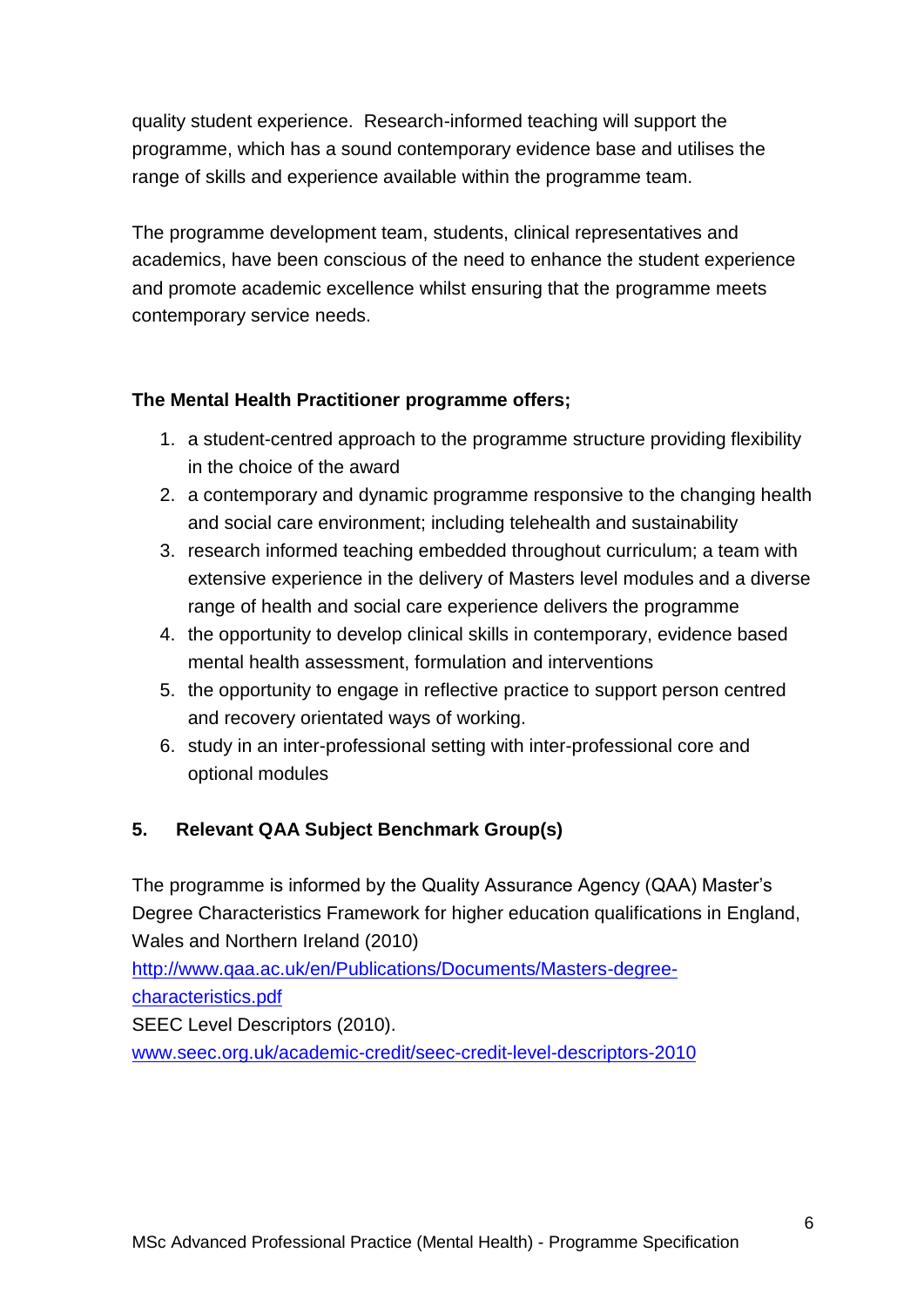quality student experience. Research-informed teaching will support the programme, which has a sound contemporary evidence base and utilises the range of skills and experience available within the programme team.

The programme development team, students, clinical representatives and academics, have been conscious of the need to enhance the student experience and promote academic excellence whilst ensuring that the programme meets contemporary service needs.

**The Mental Health Practitioner programme offers;**

1. a student-centred approach to the programme structure providing flexibility in the choice of the award
2. a contemporary and dynamic programme responsive to the changing health and social care environment; including telehealth and sustainability
3. research informed teaching embedded throughout curriculum; a team with extensive experience in the delivery of Masters level modules and a diverse range of health and social care experience delivers the programme
4. the opportunity to develop clinical skills in contemporary, evidence based mental health assessment, formulation and interventions
5. the opportunity to engage in reflective practice to support person centred and recovery orientated ways of working.
6. study in an inter-professional setting with inter-professional core and optional modules

## 5. Relevant QAA Subject Benchmark Group(s)

The programme is informed by the Quality Assurance Agency (QAA) Master's Degree Characteristics Framework for higher education qualifications in England, Wales and Northern Ireland (2010)
http://www.qaa.ac.uk/en/Publications/Documents/Masters-degree-characteristics.pdf
SEEC Level Descriptors (2010).
www.seec.org.uk/academic-credit/seec-credit-level-descriptors-2010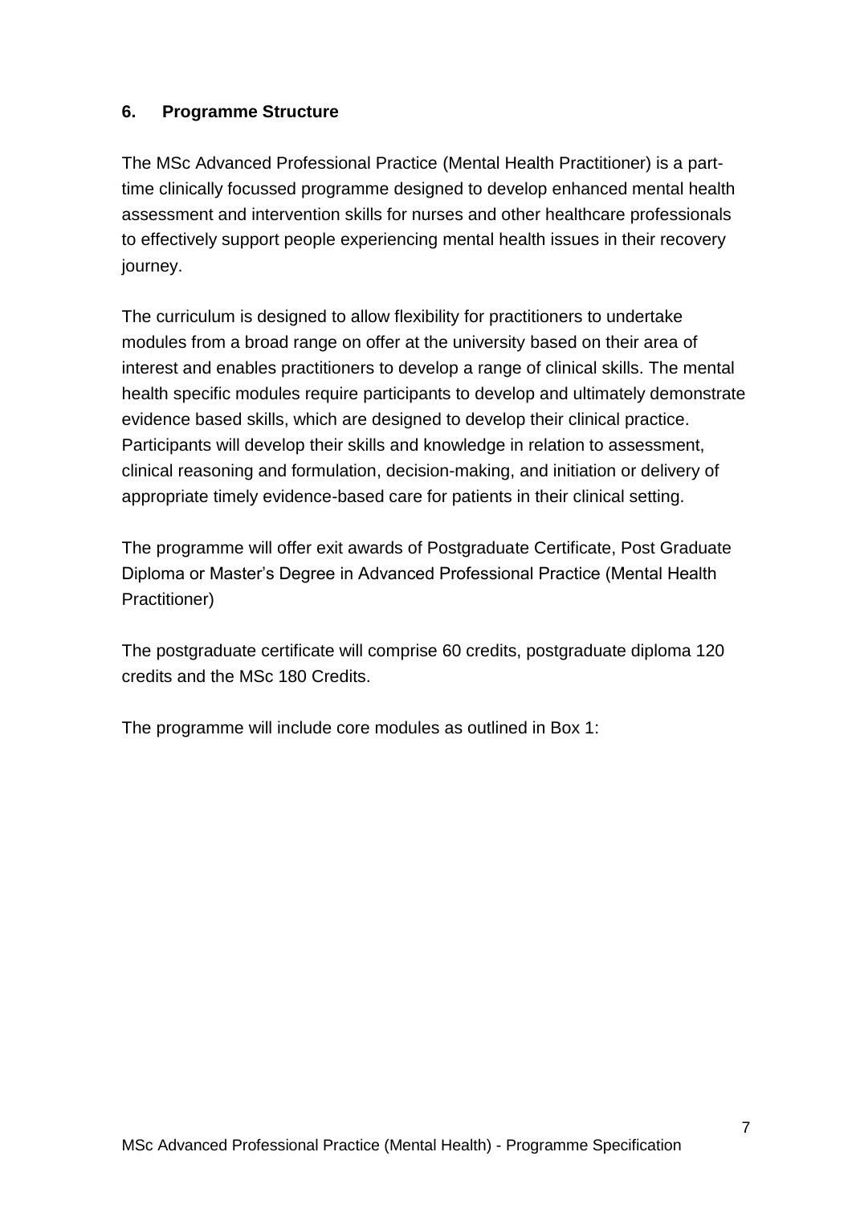## 6. Programme Structure

The MSc Advanced Professional Practice (Mental Health Practitioner) is a part-time clinically focussed programme designed to develop enhanced mental health assessment and intervention skills for nurses and other healthcare professionals to effectively support people experiencing mental health issues in their recovery journey.

The curriculum is designed to allow flexibility for practitioners to undertake modules from a broad range on offer at the university based on their area of interest and enables practitioners to develop a range of clinical skills. The mental health specific modules require participants to develop and ultimately demonstrate evidence based skills, which are designed to develop their clinical practice. Participants will develop their skills and knowledge in relation to assessment, clinical reasoning and formulation, decision-making, and initiation or delivery of appropriate timely evidence-based care for patients in their clinical setting.

The programme will offer exit awards of Postgraduate Certificate, Post Graduate Diploma or Master's Degree in Advanced Professional Practice (Mental Health Practitioner)

The postgraduate certificate will comprise 60 credits, postgraduate diploma 120 credits and the MSc 180 Credits.

The programme will include core modules as outlined in Box 1: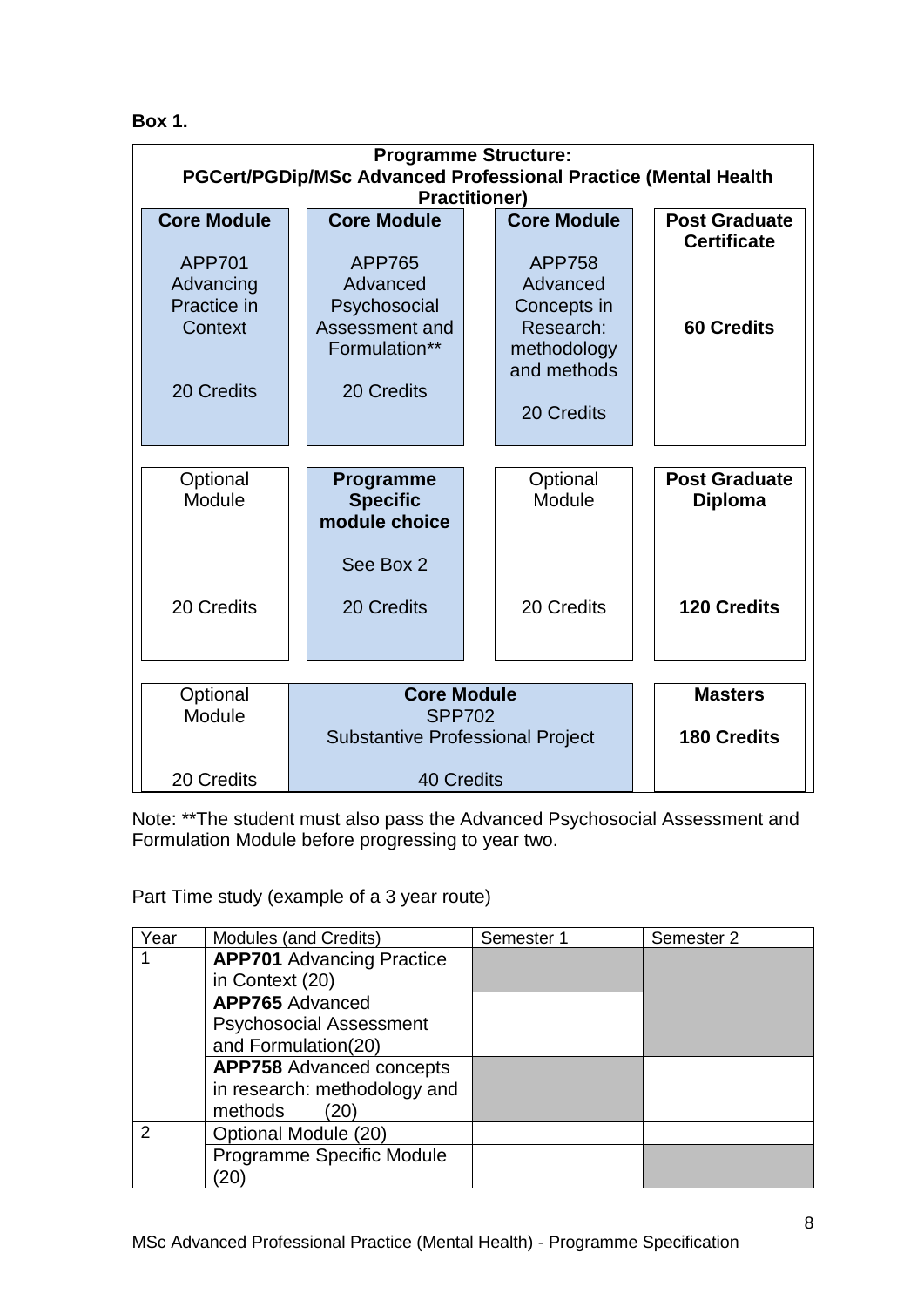**Box 1.**

| **Programme Structure: PGCert/PGDip/MSc Advanced Professional Practice (Mental Health Practitioner)** | | | |
|---|---|---|---|
| **Core Module**<br><br>APP701 Advancing Practice in Context<br><br>20 Credits | **Core Module**<br><br>APP765 Advanced Psychosocial Assessment and Formulation**<br><br>20 Credits | **Core Module**<br><br>APP758 Advanced Concepts in Research: methodology and methods<br><br>20 Credits | **Post Graduate Certificate**<br><br>**60 Credits** |
| Optional Module<br><br>20 Credits | **Programme Specific module choice**<br><br>See Box 2<br><br>20 Credits | Optional Module<br><br>20 Credits | **Post Graduate Diploma**<br><br>**120 Credits** |
| Optional Module<br><br>20 Credits | **Core Module**<br>SPP702<br>Substantive Professional Project<br><br>40 Credits | | **Masters**<br><br>**180 Credits** |

Note: **The student must also pass the Advanced Psychosocial Assessment and Formulation Module before progressing to year two.

Part Time study (example of a 3 year route)

| Year | Modules (and Credits) | Semester 1 | Semester 2 |
|---|---|---|---|
| 1 | **APP701** Advancing Practice in Context (20) | | |
| | **APP765** Advanced Psychosocial Assessment and Formulation(20) | | |
| | **APP758** Advanced concepts in research: methodology and methods (20) | | |
| 2 | Optional Module (20) | | |
| | Programme Specific Module (20) | | |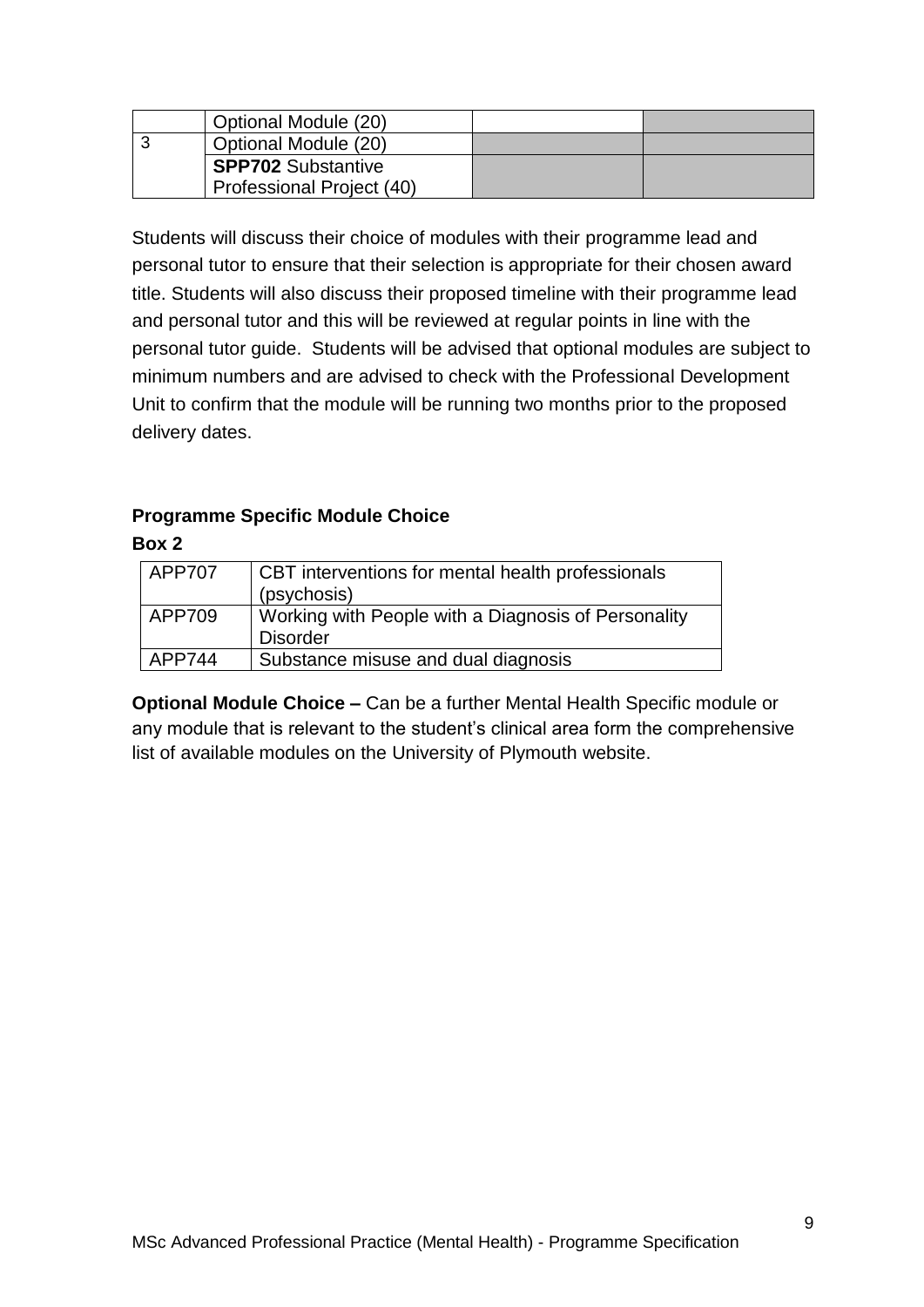|   | Optional Module (20) |   |   |
|---|---|---|---|
| 3 | Optional Module (20) |   |   |
|   | **SPP702** Substantive Professional Project (40) |   |   |

Students will discuss their choice of modules with their programme lead and personal tutor to ensure that their selection is appropriate for their chosen award title. Students will also discuss their proposed timeline with their programme lead and personal tutor and this will be reviewed at regular points in line with the personal tutor guide. Students will be advised that optional modules are subject to minimum numbers and are advised to check with the Professional Development Unit to confirm that the module will be running two months prior to the proposed delivery dates.

**Programme Specific Module Choice**

**Box 2**

| APP707 | CBT interventions for mental health professionals (psychosis) |
|---|---|
| APP709 | Working with People with a Diagnosis of Personality Disorder |
| APP744 | Substance misuse and dual diagnosis |

**Optional Module Choice –** Can be a further Mental Health Specific module or any module that is relevant to the student's clinical area form the comprehensive list of available modules on the University of Plymouth website.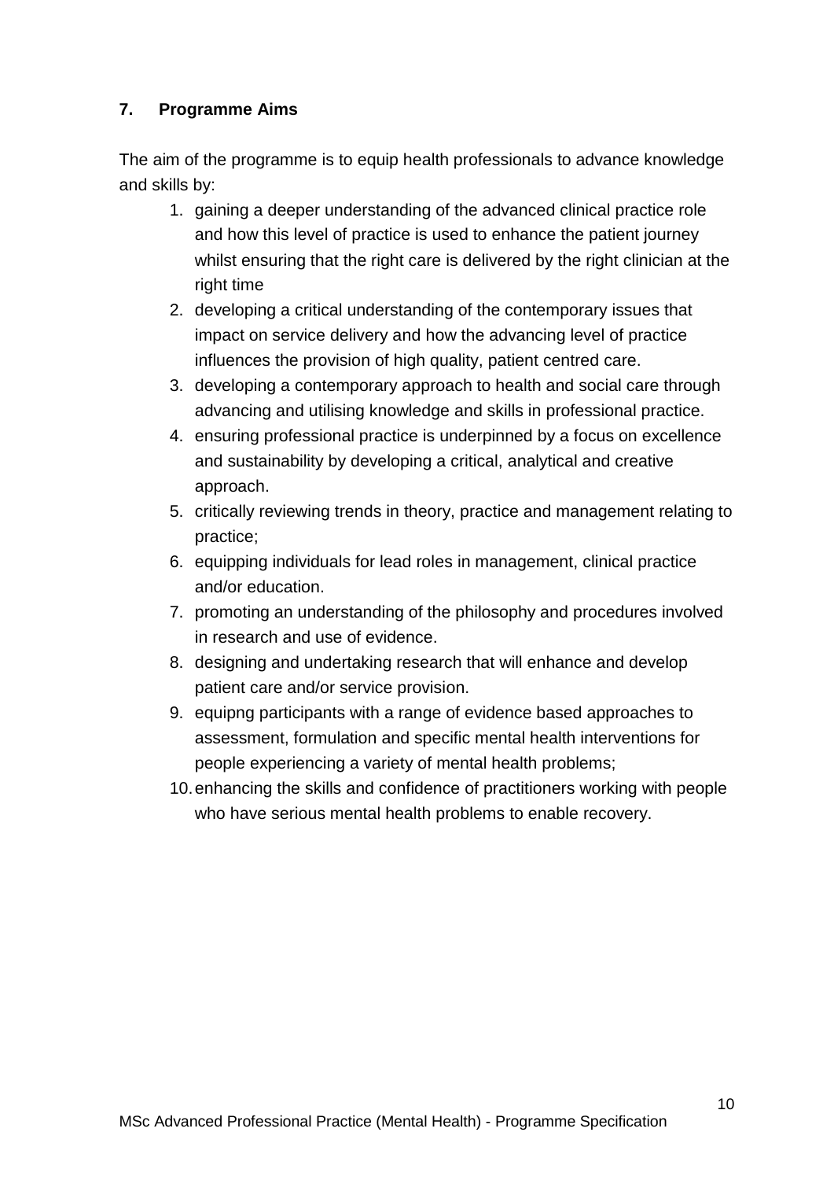## 7. Programme Aims

The aim of the programme is to equip health professionals to advance knowledge and skills by:

1. gaining a deeper understanding of the advanced clinical practice role and how this level of practice is used to enhance the patient journey whilst ensuring that the right care is delivered by the right clinician at the right time
2. developing a critical understanding of the contemporary issues that impact on service delivery and how the advancing level of practice influences the provision of high quality, patient centred care.
3. developing a contemporary approach to health and social care through advancing and utilising knowledge and skills in professional practice.
4. ensuring professional practice is underpinned by a focus on excellence and sustainability by developing a critical, analytical and creative approach.
5. critically reviewing trends in theory, practice and management relating to practice;
6. equipping individuals for lead roles in management, clinical practice and/or education.
7. promoting an understanding of the philosophy and procedures involved in research and use of evidence.
8. designing and undertaking research that will enhance and develop patient care and/or service provision.
9. equipng participants with a range of evidence based approaches to assessment, formulation and specific mental health interventions for people experiencing a variety of mental health problems;
10. enhancing the skills and confidence of practitioners working with people who have serious mental health problems to enable recovery.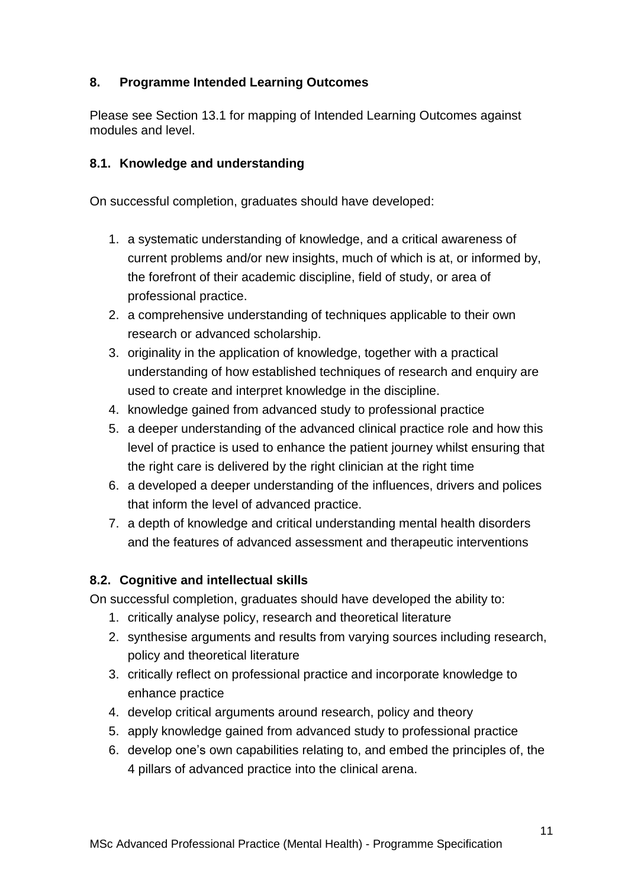## 8. Programme Intended Learning Outcomes

Please see Section 13.1 for mapping of Intended Learning Outcomes against modules and level.

### 8.1. Knowledge and understanding

On successful completion, graduates should have developed:

1. a systematic understanding of knowledge, and a critical awareness of current problems and/or new insights, much of which is at, or informed by, the forefront of their academic discipline, field of study, or area of professional practice.
2. a comprehensive understanding of techniques applicable to their own research or advanced scholarship.
3. originality in the application of knowledge, together with a practical understanding of how established techniques of research and enquiry are used to create and interpret knowledge in the discipline.
4. knowledge gained from advanced study to professional practice
5. a deeper understanding of the advanced clinical practice role and how this level of practice is used to enhance the patient journey whilst ensuring that the right care is delivered by the right clinician at the right time
6. a developed a deeper understanding of the influences, drivers and polices that inform the level of advanced practice.
7. a depth of knowledge and critical understanding mental health disorders and the features of advanced assessment and therapeutic interventions

### 8.2. Cognitive and intellectual skills

On successful completion, graduates should have developed the ability to:

1. critically analyse policy, research and theoretical literature
2. synthesise arguments and results from varying sources including research, policy and theoretical literature
3. critically reflect on professional practice and incorporate knowledge to enhance practice
4. develop critical arguments around research, policy and theory
5. apply knowledge gained from advanced study to professional practice
6. develop one's own capabilities relating to, and embed the principles of, the 4 pillars of advanced practice into the clinical arena.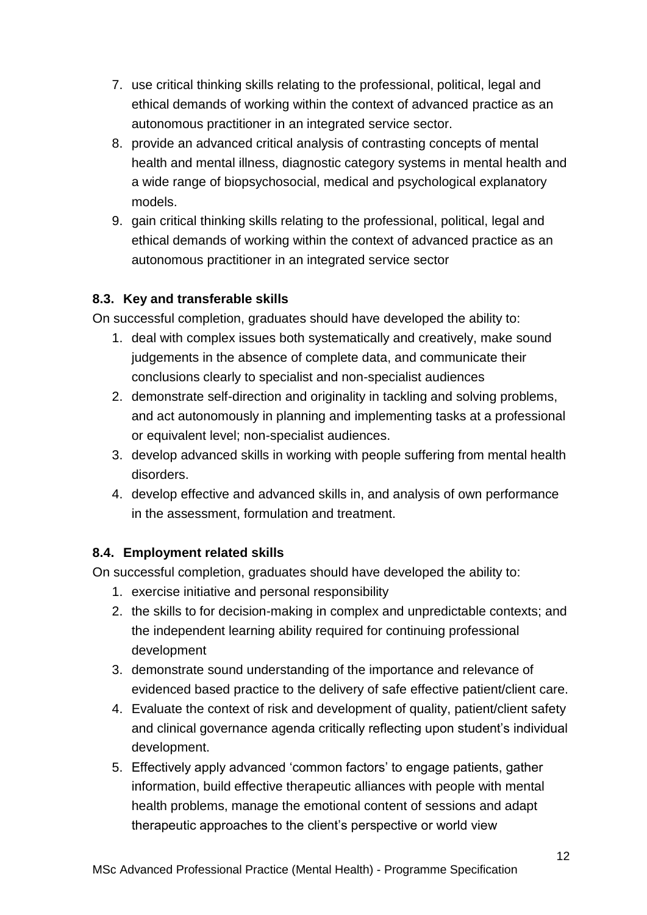7. use critical thinking skills relating to the professional, political, legal and ethical demands of working within the context of advanced practice as an autonomous practitioner in an integrated service sector.
8. provide an advanced critical analysis of contrasting concepts of mental health and mental illness, diagnostic category systems in mental health and a wide range of biopsychosocial, medical and psychological explanatory models.
9. gain critical thinking skills relating to the professional, political, legal and ethical demands of working within the context of advanced practice as an autonomous practitioner in an integrated service sector

### 8.3. Key and transferable skills

On successful completion, graduates should have developed the ability to:

1. deal with complex issues both systematically and creatively, make sound judgements in the absence of complete data, and communicate their conclusions clearly to specialist and non-specialist audiences
2. demonstrate self-direction and originality in tackling and solving problems, and act autonomously in planning and implementing tasks at a professional or equivalent level; non-specialist audiences.
3. develop advanced skills in working with people suffering from mental health disorders.
4. develop effective and advanced skills in, and analysis of own performance in the assessment, formulation and treatment.

### 8.4. Employment related skills

On successful completion, graduates should have developed the ability to:

1. exercise initiative and personal responsibility
2. the skills to for decision-making in complex and unpredictable contexts; and the independent learning ability required for continuing professional development
3. demonstrate sound understanding of the importance and relevance of evidenced based practice to the delivery of safe effective patient/client care.
4. Evaluate the context of risk and development of quality, patient/client safety and clinical governance agenda critically reflecting upon student's individual development.
5. Effectively apply advanced 'common factors' to engage patients, gather information, build effective therapeutic alliances with people with mental health problems, manage the emotional content of sessions and adapt therapeutic approaches to the client's perspective or world view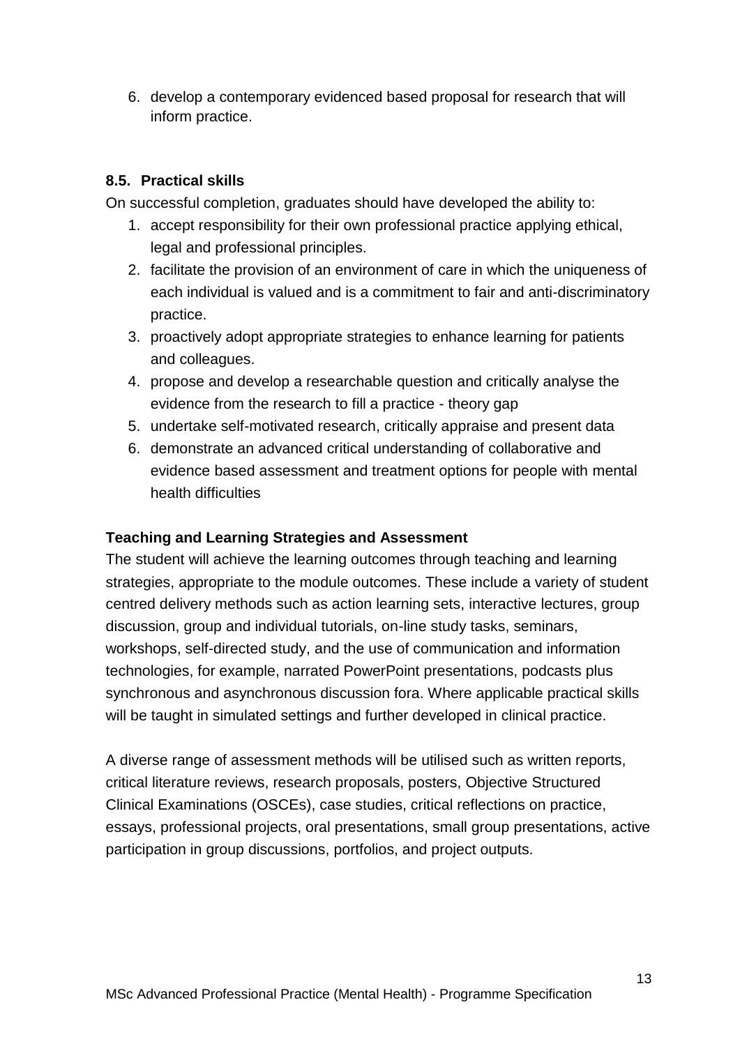6. develop a contemporary evidenced based proposal for research that will inform practice.

### 8.5. Practical skills

On successful completion, graduates should have developed the ability to:

1. accept responsibility for their own professional practice applying ethical, legal and professional principles.
2. facilitate the provision of an environment of care in which the uniqueness of each individual is valued and is a commitment to fair and anti-discriminatory practice.
3. proactively adopt appropriate strategies to enhance learning for patients and colleagues.
4. propose and develop a researchable question and critically analyse the evidence from the research to fill a practice - theory gap
5. undertake self-motivated research, critically appraise and present data
6. demonstrate an advanced critical understanding of collaborative and evidence based assessment and treatment options for people with mental health difficulties

### Teaching and Learning Strategies and Assessment

The student will achieve the learning outcomes through teaching and learning strategies, appropriate to the module outcomes. These include a variety of student centred delivery methods such as action learning sets, interactive lectures, group discussion, group and individual tutorials, on-line study tasks, seminars, workshops, self-directed study, and the use of communication and information technologies, for example, narrated PowerPoint presentations, podcasts plus synchronous and asynchronous discussion fora. Where applicable practical skills will be taught in simulated settings and further developed in clinical practice.

A diverse range of assessment methods will be utilised such as written reports, critical literature reviews, research proposals, posters, Objective Structured Clinical Examinations (OSCEs), case studies, critical reflections on practice, essays, professional projects, oral presentations, small group presentations, active participation in group discussions, portfolios, and project outputs.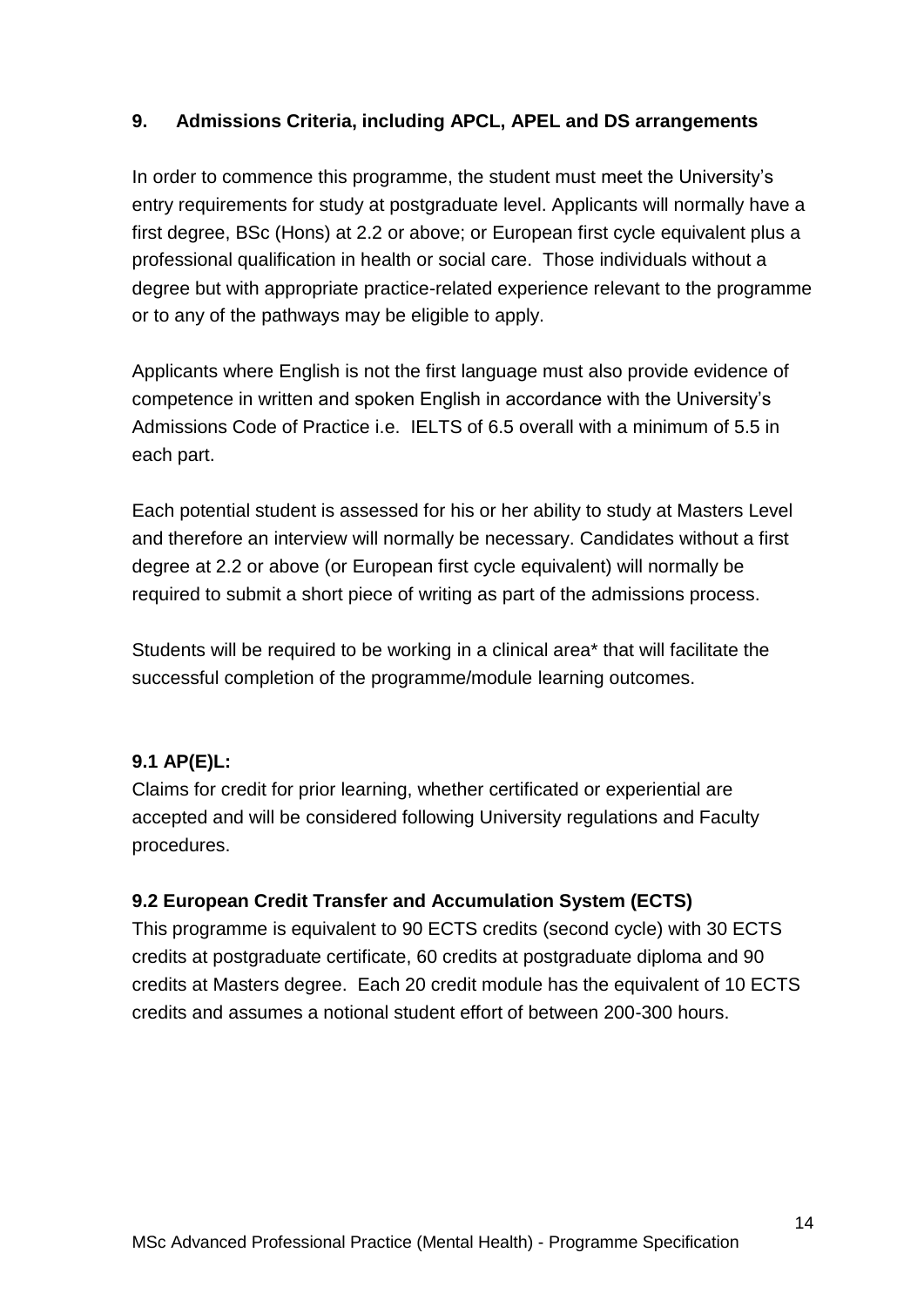## 9. Admissions Criteria, including APCL, APEL and DS arrangements

In order to commence this programme, the student must meet the University's entry requirements for study at postgraduate level. Applicants will normally have a first degree, BSc (Hons) at 2.2 or above; or European first cycle equivalent plus a professional qualification in health or social care. Those individuals without a degree but with appropriate practice-related experience relevant to the programme or to any of the pathways may be eligible to apply.

Applicants where English is not the first language must also provide evidence of competence in written and spoken English in accordance with the University's Admissions Code of Practice i.e. IELTS of 6.5 overall with a minimum of 5.5 in each part.

Each potential student is assessed for his or her ability to study at Masters Level and therefore an interview will normally be necessary. Candidates without a first degree at 2.2 or above (or European first cycle equivalent) will normally be required to submit a short piece of writing as part of the admissions process.

Students will be required to be working in a clinical area* that will facilitate the successful completion of the programme/module learning outcomes.

### 9.1 AP(E)L:

Claims for credit for prior learning, whether certificated or experiential are accepted and will be considered following University regulations and Faculty procedures.

### 9.2 European Credit Transfer and Accumulation System (ECTS)

This programme is equivalent to 90 ECTS credits (second cycle) with 30 ECTS credits at postgraduate certificate, 60 credits at postgraduate diploma and 90 credits at Masters degree. Each 20 credit module has the equivalent of 10 ECTS credits and assumes a notional student effort of between 200-300 hours.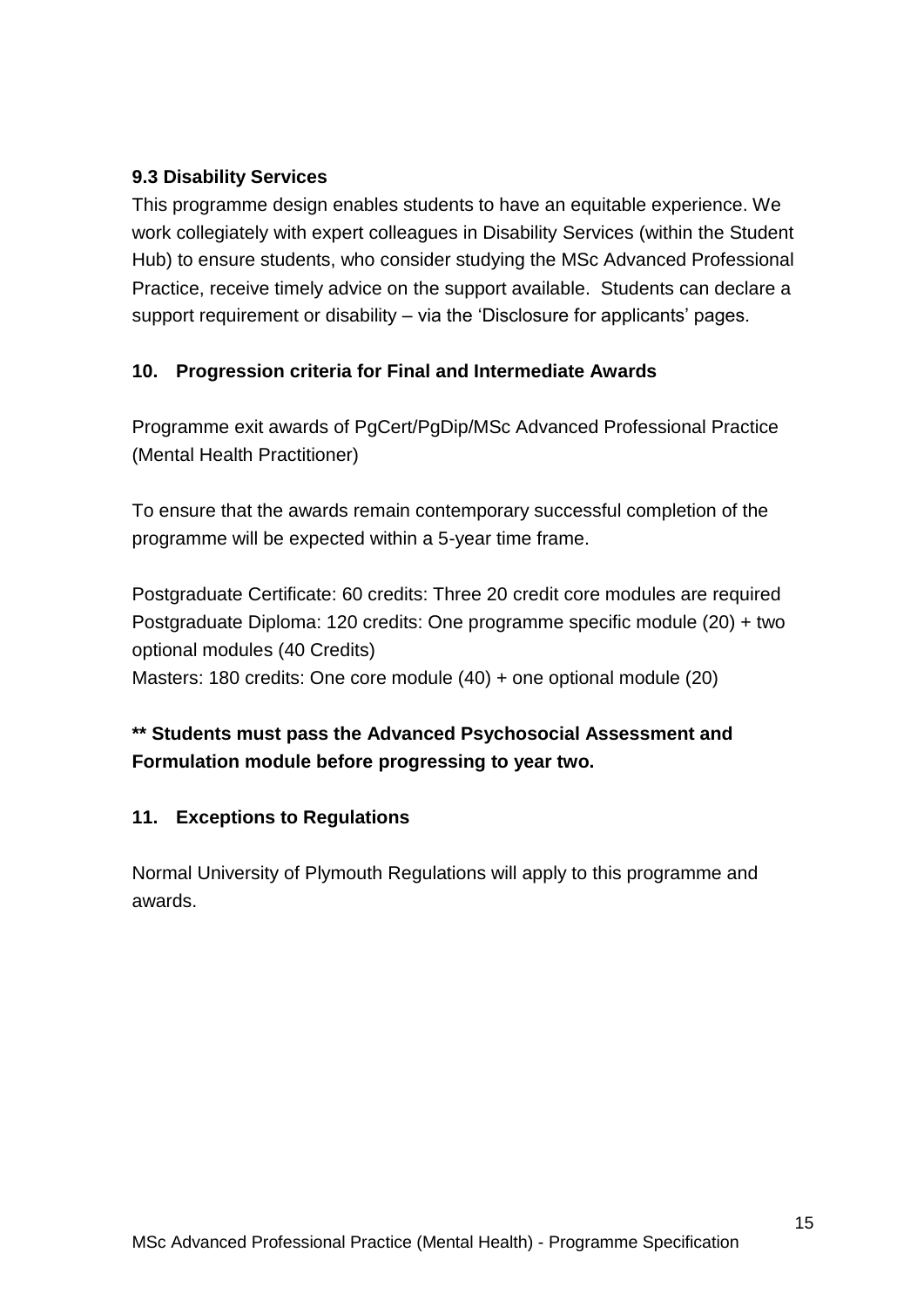### 9.3 Disability Services

This programme design enables students to have an equitable experience. We work collegiately with expert colleagues in Disability Services (within the Student Hub) to ensure students, who consider studying the MSc Advanced Professional Practice, receive timely advice on the support available. Students can declare a support requirement or disability – via the 'Disclosure for applicants' pages.

## 10. Progression criteria for Final and Intermediate Awards

Programme exit awards of PgCert/PgDip/MSc Advanced Professional Practice (Mental Health Practitioner)

To ensure that the awards remain contemporary successful completion of the programme will be expected within a 5-year time frame.

Postgraduate Certificate: 60 credits: Three 20 credit core modules are required
Postgraduate Diploma: 120 credits: One programme specific module (20) + two optional modules (40 Credits)
Masters: 180 credits: One core module (40) + one optional module (20)

**** Students must pass the Advanced Psychosocial Assessment and Formulation module before progressing to year two.**

## 11. Exceptions to Regulations

Normal University of Plymouth Regulations will apply to this programme and awards.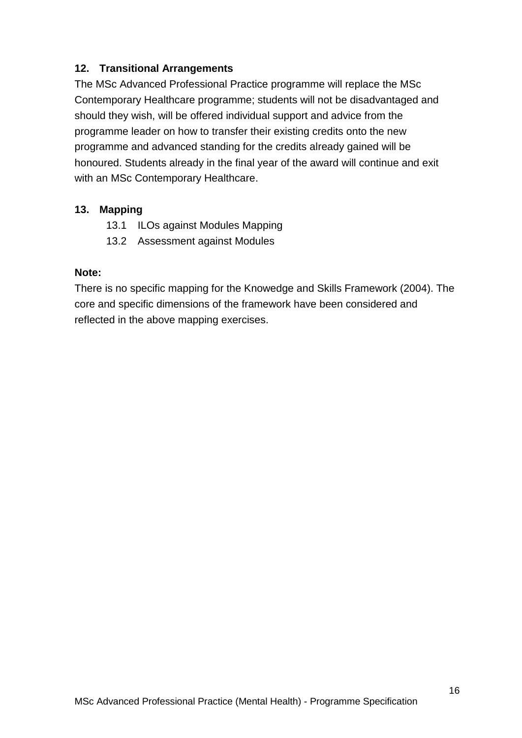## 12. Transitional Arrangements

The MSc Advanced Professional Practice programme will replace the MSc Contemporary Healthcare programme; students will not be disadvantaged and should they wish, will be offered individual support and advice from the programme leader on how to transfer their existing credits onto the new programme and advanced standing for the credits already gained will be honoured. Students already in the final year of the award will continue and exit with an MSc Contemporary Healthcare.

## 13. Mapping

- 13.1 ILOs against Modules Mapping
- 13.2 Assessment against Modules

**Note:**

There is no specific mapping for the Knowedge and Skills Framework (2004). The core and specific dimensions of the framework have been considered and reflected in the above mapping exercises.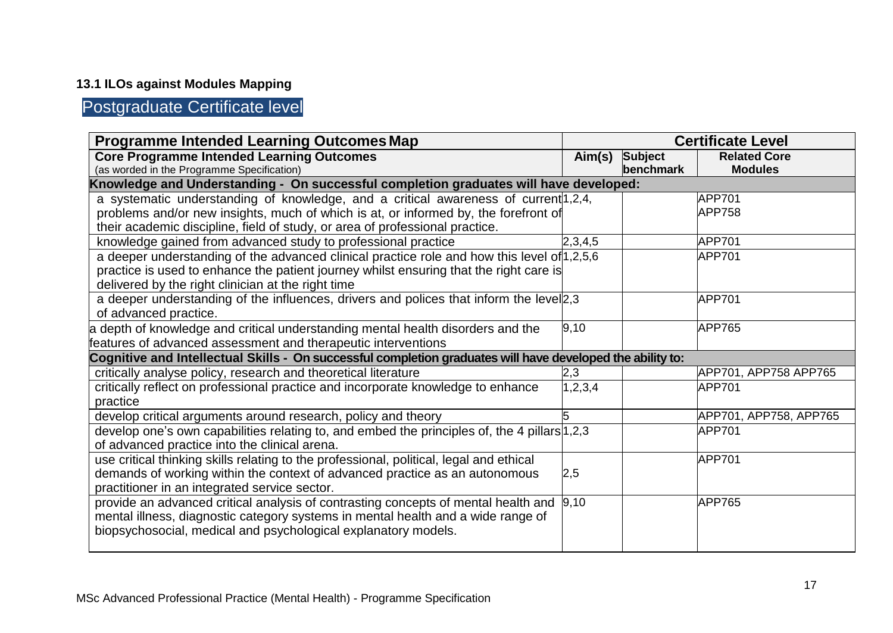### 13.1 ILOs against Modules Mapping

## Postgraduate Certificate level

| Programme Intended Learning Outcomes Map | Certificate Level | | |
|---|---|---|---|
| **Core Programme Intended Learning Outcomes** (as worded in the Programme Specification) | **Aim(s)** | **Subject benchmark** | **Related Core Modules** |
| **Knowledge and Understanding - On successful completion graduates will have developed:** | | | |
| a systematic understanding of knowledge, and a critical awareness of current problems and/or new insights, much of which is at, or informed by, the forefront of their academic discipline, field of study, or area of professional practice. | 1,2,4, | | APP701<br>APP758 |
| knowledge gained from advanced study to professional practice | 2,3,4,5 | | APP701 |
| a deeper understanding of the advanced clinical practice role and how this level of practice is used to enhance the patient journey whilst ensuring that the right care is delivered by the right clinician at the right time | 1,2,5,6 | | APP701 |
| a deeper understanding of the influences, drivers and polices that inform the level of advanced practice. | 2,3 | | APP701 |
| a depth of knowledge and critical understanding mental health disorders and the features of advanced assessment and therapeutic interventions | 9,10 | | APP765 |
| **Cognitive and Intellectual Skills - On successful completion graduates will have developed the ability to:** | | | |
| critically analyse policy, research and theoretical literature | 2,3 | | APP701, APP758 APP765 |
| critically reflect on professional practice and incorporate knowledge to enhance practice | 1,2,3,4 | | APP701 |
| develop critical arguments around research, policy and theory | 5 | | APP701, APP758, APP765 |
| develop one's own capabilities relating to, and embed the principles of, the 4 pillars of advanced practice into the clinical arena. | 1,2,3 | | APP701 |
| use critical thinking skills relating to the professional, political, legal and ethical demands of working within the context of advanced practice as an autonomous practitioner in an integrated service sector. | 2,5 | | APP701 |
| provide an advanced critical analysis of contrasting concepts of mental health and mental illness, diagnostic category systems in mental health and a wide range of biopsychosocial, medical and psychological explanatory models. | 9,10 | | APP765 |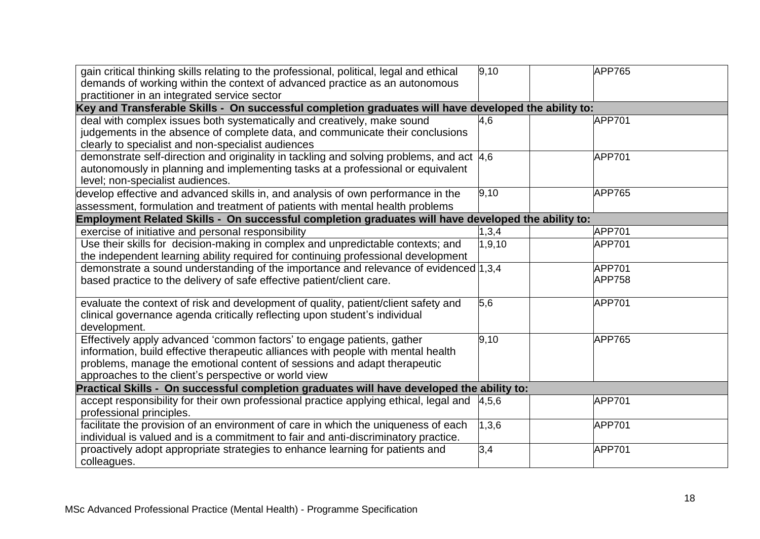| | | | |
|---|---|---|---|
| gain critical thinking skills relating to the professional, political, legal and ethical demands of working within the context of advanced practice as an autonomous practitioner in an integrated service sector | 9,10 | | APP765 |
| **Key and Transferable Skills - On successful completion graduates will have developed the ability to:** | | | |
| deal with complex issues both systematically and creatively, make sound judgements in the absence of complete data, and communicate their conclusions clearly to specialist and non-specialist audiences | 4,6 | | APP701 |
| demonstrate self-direction and originality in tackling and solving problems, and act autonomously in planning and implementing tasks at a professional or equivalent level; non-specialist audiences. | 4,6 | | APP701 |
| develop effective and advanced skills in, and analysis of own performance in the assessment, formulation and treatment of patients with mental health problems | 9,10 | | APP765 |
| **Employment Related Skills - On successful completion graduates will have developed the ability to:** | | | |
| exercise of initiative and personal responsibility | 1,3,4 | | APP701 |
| Use their skills for decision-making in complex and unpredictable contexts; and the independent learning ability required for continuing professional development | 1,9,10 | | APP701 |
| demonstrate a sound understanding of the importance and relevance of evidenced based practice to the delivery of safe effective patient/client care. | 1,3,4 | | APP701<br>APP758 |
| evaluate the context of risk and development of quality, patient/client safety and clinical governance agenda critically reflecting upon student's individual development. | 5,6 | | APP701 |
| Effectively apply advanced 'common factors' to engage patients, gather information, build effective therapeutic alliances with people with mental health problems, manage the emotional content of sessions and adapt therapeutic approaches to the client's perspective or world view | 9,10 | | APP765 |
| **Practical Skills - On successful completion graduates will have developed the ability to:** | | | |
| accept responsibility for their own professional practice applying ethical, legal and professional principles. | 4,5,6 | | APP701 |
| facilitate the provision of an environment of care in which the uniqueness of each individual is valued and is a commitment to fair and anti-discriminatory practice. | 1,3,6 | | APP701 |
| proactively adopt appropriate strategies to enhance learning for patients and colleagues. | 3,4 | | APP701 |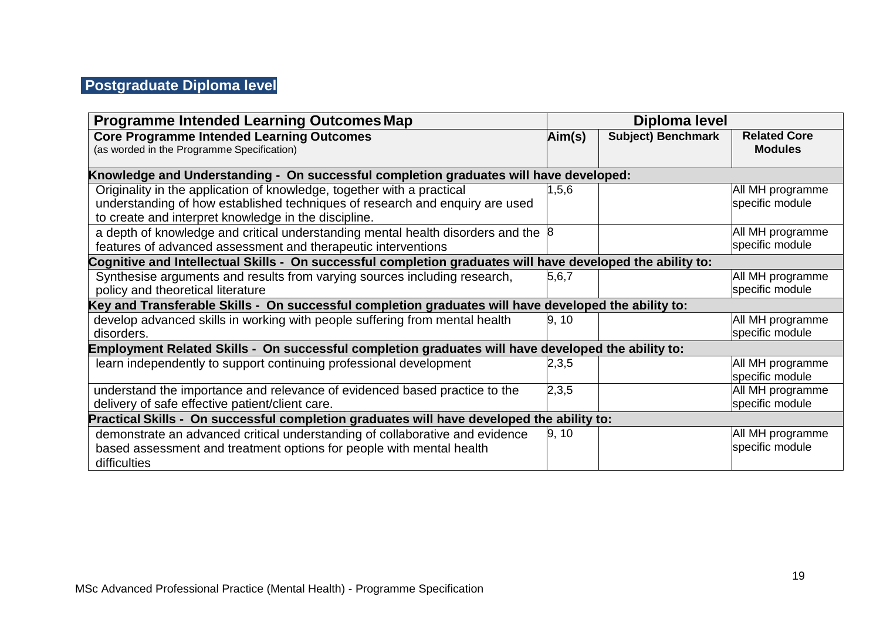## Postgraduate Diploma level

| Programme Intended Learning Outcomes Map | Diploma level | | |
|---|---|---|---|
| **Core Programme Intended Learning Outcomes** (as worded in the Programme Specification) | **Aim(s)** | **Subject) Benchmark** | **Related Core Modules** |
| **Knowledge and Understanding - On successful completion graduates will have developed:** | | | |
| Originality in the application of knowledge, together with a practical understanding of how established techniques of research and enquiry are used to create and interpret knowledge in the discipline. | 1,5,6 | | All MH programme specific module |
| a depth of knowledge and critical understanding mental health disorders and the features of advanced assessment and therapeutic interventions | 8 | | All MH programme specific module |
| **Cognitive and Intellectual Skills - On successful completion graduates will have developed the ability to:** | | | |
| Synthesise arguments and results from varying sources including research, policy and theoretical literature | 5,6,7 | | All MH programme specific module |
| **Key and Transferable Skills - On successful completion graduates will have developed the ability to:** | | | |
| develop advanced skills in working with people suffering from mental health disorders. | 9, 10 | | All MH programme specific module |
| **Employment Related Skills - On successful completion graduates will have developed the ability to:** | | | |
| learn independently to support continuing professional development | 2,3,5 | | All MH programme specific module |
| understand the importance and relevance of evidenced based practice to the delivery of safe effective patient/client care. | 2,3,5 | | All MH programme specific module |
| **Practical Skills - On successful completion graduates will have developed the ability to:** | | | |
| demonstrate an advanced critical understanding of collaborative and evidence based assessment and treatment options for people with mental health difficulties | 9, 10 | | All MH programme specific module |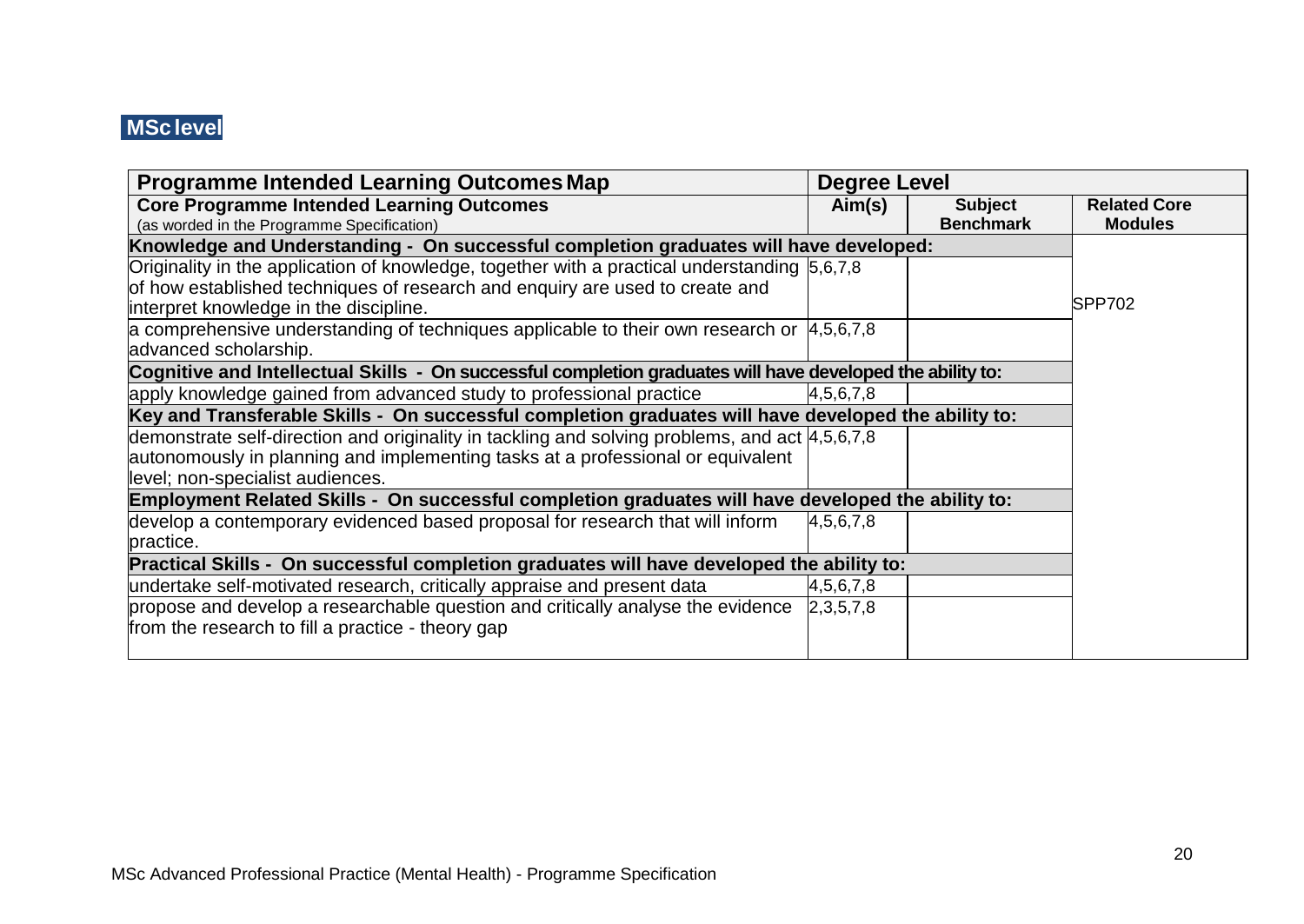## MSc level

| Programme Intended Learning Outcomes Map | Degree Level | | |
|---|---|---|---|
| **Core Programme Intended Learning Outcomes** (as worded in the Programme Specification) | **Aim(s)** | **Subject Benchmark** | **Related Core Modules** |
| **Knowledge and Understanding - On successful completion graduates will have developed:** | | | SPP702 |
| Originality in the application of knowledge, together with a practical understanding of how established techniques of research and enquiry are used to create and interpret knowledge in the discipline. | 5,6,7,8 | | |
| a comprehensive understanding of techniques applicable to their own research or advanced scholarship. | 4,5,6,7,8 | | |
| **Cognitive and Intellectual Skills - On successful completion graduates will have developed the ability to:** | | | |
| apply knowledge gained from advanced study to professional practice | 4,5,6,7,8 | | |
| **Key and Transferable Skills - On successful completion graduates will have developed the ability to:** | | | |
| demonstrate self-direction and originality in tackling and solving problems, and act autonomously in planning and implementing tasks at a professional or equivalent level; non-specialist audiences. | 4,5,6,7,8 | | |
| **Employment Related Skills - On successful completion graduates will have developed the ability to:** | | | |
| develop a contemporary evidenced based proposal for research that will inform practice. | 4,5,6,7,8 | | |
| **Practical Skills - On successful completion graduates will have developed the ability to:** | | | |
| undertake self-motivated research, critically appraise and present data | 4,5,6,7,8 | | |
| propose and develop a researchable question and critically analyse the evidence from the research to fill a practice - theory gap | 2,3,5,7,8 | | |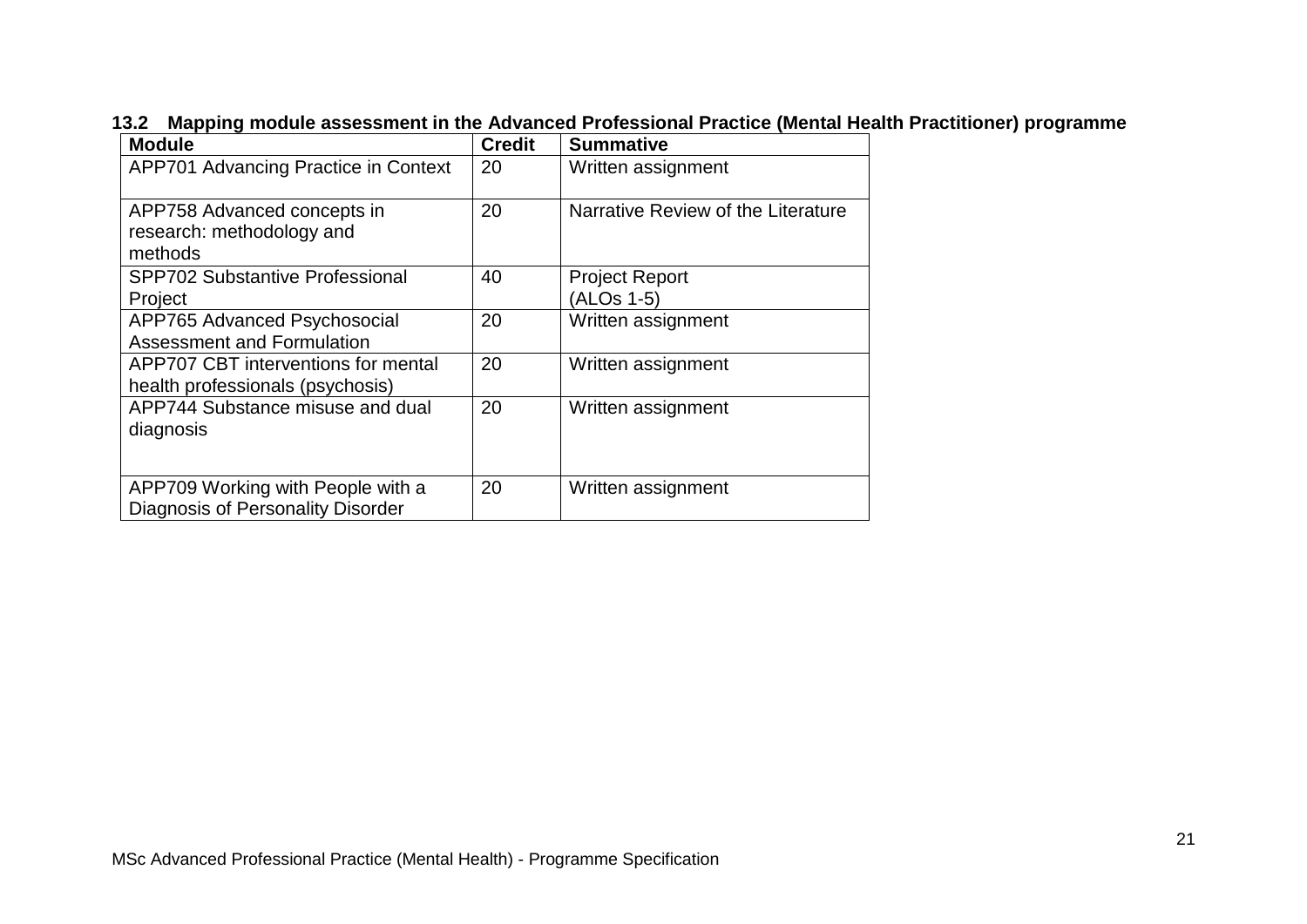### 13.2 Mapping module assessment in the Advanced Professional Practice (Mental Health Practitioner) programme

| Module | Credit | Summative |
|---|---|---|
| APP701 Advancing Practice in Context | 20 | Written assignment |
| APP758 Advanced concepts in research: methodology and methods | 20 | Narrative Review of the Literature |
| SPP702 Substantive Professional Project | 40 | Project Report (ALOs 1-5) |
| APP765 Advanced Psychosocial Assessment and Formulation | 20 | Written assignment |
| APP707 CBT interventions for mental health professionals (psychosis) | 20 | Written assignment |
| APP744 Substance misuse and dual diagnosis | 20 | Written assignment |
| APP709 Working with People with a Diagnosis of Personality Disorder | 20 | Written assignment |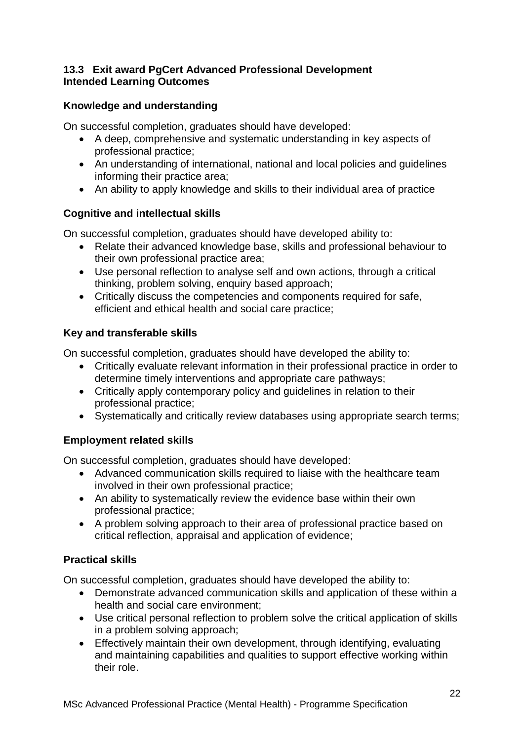### 13.3 Exit award PgCert Advanced Professional Development
### Intended Learning Outcomes

**Knowledge and understanding**

On successful completion, graduates should have developed:

- A deep, comprehensive and systematic understanding in key aspects of professional practice;
- An understanding of international, national and local policies and guidelines informing their practice area;
- An ability to apply knowledge and skills to their individual area of practice

**Cognitive and intellectual skills**

On successful completion, graduates should have developed ability to:

- Relate their advanced knowledge base, skills and professional behaviour to their own professional practice area;
- Use personal reflection to analyse self and own actions, through a critical thinking, problem solving, enquiry based approach;
- Critically discuss the competencies and components required for safe, efficient and ethical health and social care practice;

**Key and transferable skills**

On successful completion, graduates should have developed the ability to:

- Critically evaluate relevant information in their professional practice in order to determine timely interventions and appropriate care pathways;
- Critically apply contemporary policy and guidelines in relation to their professional practice;
- Systematically and critically review databases using appropriate search terms;

**Employment related skills**

On successful completion, graduates should have developed:

- Advanced communication skills required to liaise with the healthcare team involved in their own professional practice;
- An ability to systematically review the evidence base within their own professional practice;
- A problem solving approach to their area of professional practice based on critical reflection, appraisal and application of evidence;

**Practical skills**

On successful completion, graduates should have developed the ability to:

- Demonstrate advanced communication skills and application of these within a health and social care environment;
- Use critical personal reflection to problem solve the critical application of skills in a problem solving approach;
- Effectively maintain their own development, through identifying, evaluating and maintaining capabilities and qualities to support effective working within their role.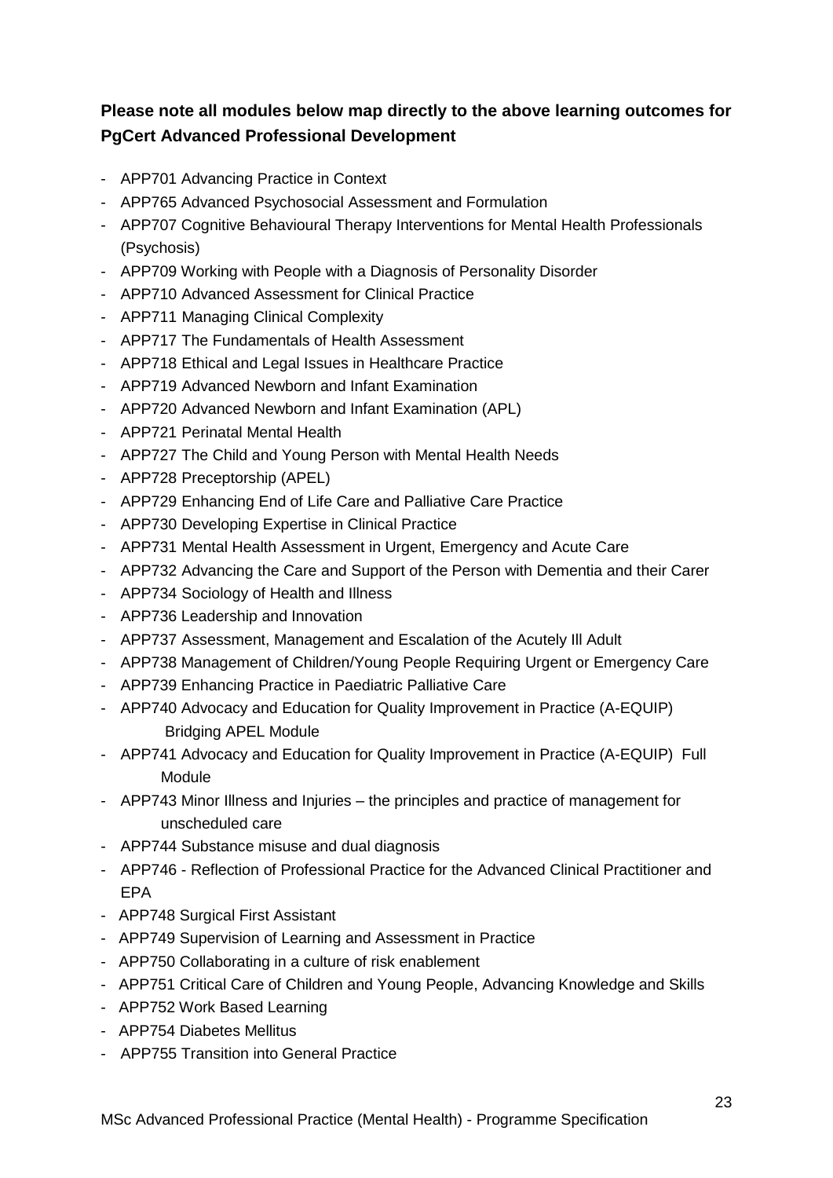**Please note all modules below map directly to the above learning outcomes for PgCert Advanced Professional Development**

- APP701 Advancing Practice in Context
- APP765 Advanced Psychosocial Assessment and Formulation
- APP707 Cognitive Behavioural Therapy Interventions for Mental Health Professionals (Psychosis)
- APP709 Working with People with a Diagnosis of Personality Disorder
- APP710 Advanced Assessment for Clinical Practice
- APP711 Managing Clinical Complexity
- APP717 The Fundamentals of Health Assessment
- APP718 Ethical and Legal Issues in Healthcare Practice
- APP719 Advanced Newborn and Infant Examination
- APP720 Advanced Newborn and Infant Examination (APL)
- APP721 Perinatal Mental Health
- APP727 The Child and Young Person with Mental Health Needs
- APP728 Preceptorship (APEL)
- APP729 Enhancing End of Life Care and Palliative Care Practice
- APP730 Developing Expertise in Clinical Practice
- APP731 Mental Health Assessment in Urgent, Emergency and Acute Care
- APP732 Advancing the Care and Support of the Person with Dementia and their Carer
- APP734 Sociology of Health and Illness
- APP736 Leadership and Innovation
- APP737 Assessment, Management and Escalation of the Acutely Ill Adult
- APP738 Management of Children/Young People Requiring Urgent or Emergency Care
- APP739 Enhancing Practice in Paediatric Palliative Care
- APP740 Advocacy and Education for Quality Improvement in Practice (A-EQUIP) Bridging APEL Module
- APP741 Advocacy and Education for Quality Improvement in Practice (A-EQUIP) Full Module
- APP743 Minor Illness and Injuries – the principles and practice of management for unscheduled care
- APP744 Substance misuse and dual diagnosis
- APP746 - Reflection of Professional Practice for the Advanced Clinical Practitioner and EPA
- APP748 Surgical First Assistant
- APP749 Supervision of Learning and Assessment in Practice
- APP750 Collaborating in a culture of risk enablement
- APP751 Critical Care of Children and Young People, Advancing Knowledge and Skills
- APP752 Work Based Learning
- APP754 Diabetes Mellitus
- APP755 Transition into General Practice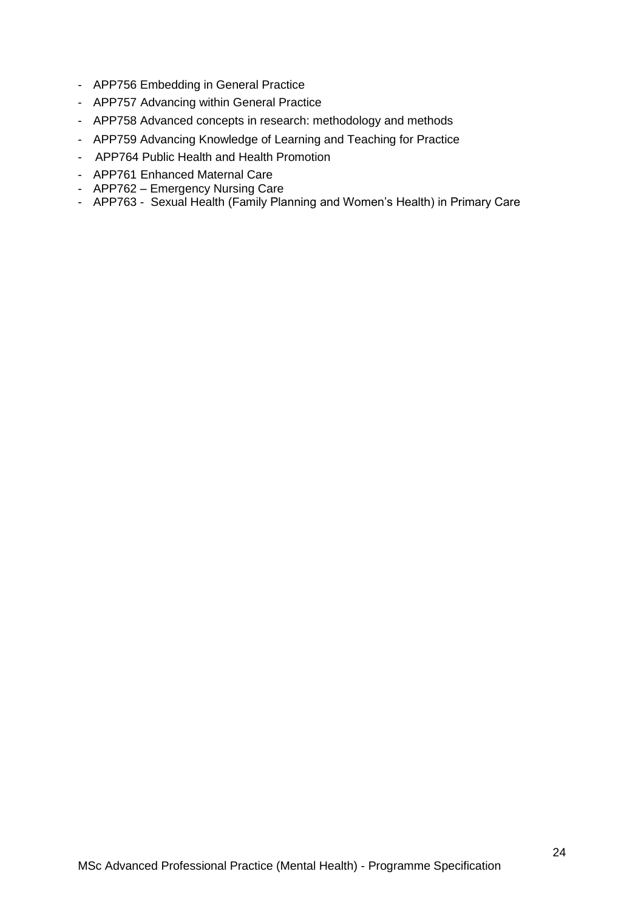- APP756 Embedding in General Practice
- APP757 Advancing within General Practice
- APP758 Advanced concepts in research: methodology and methods
- APP759 Advancing Knowledge of Learning and Teaching for Practice
- APP764 Public Health and Health Promotion
- APP761 Enhanced Maternal Care
- APP762 – Emergency Nursing Care
- APP763 - Sexual Health (Family Planning and Women's Health) in Primary Care